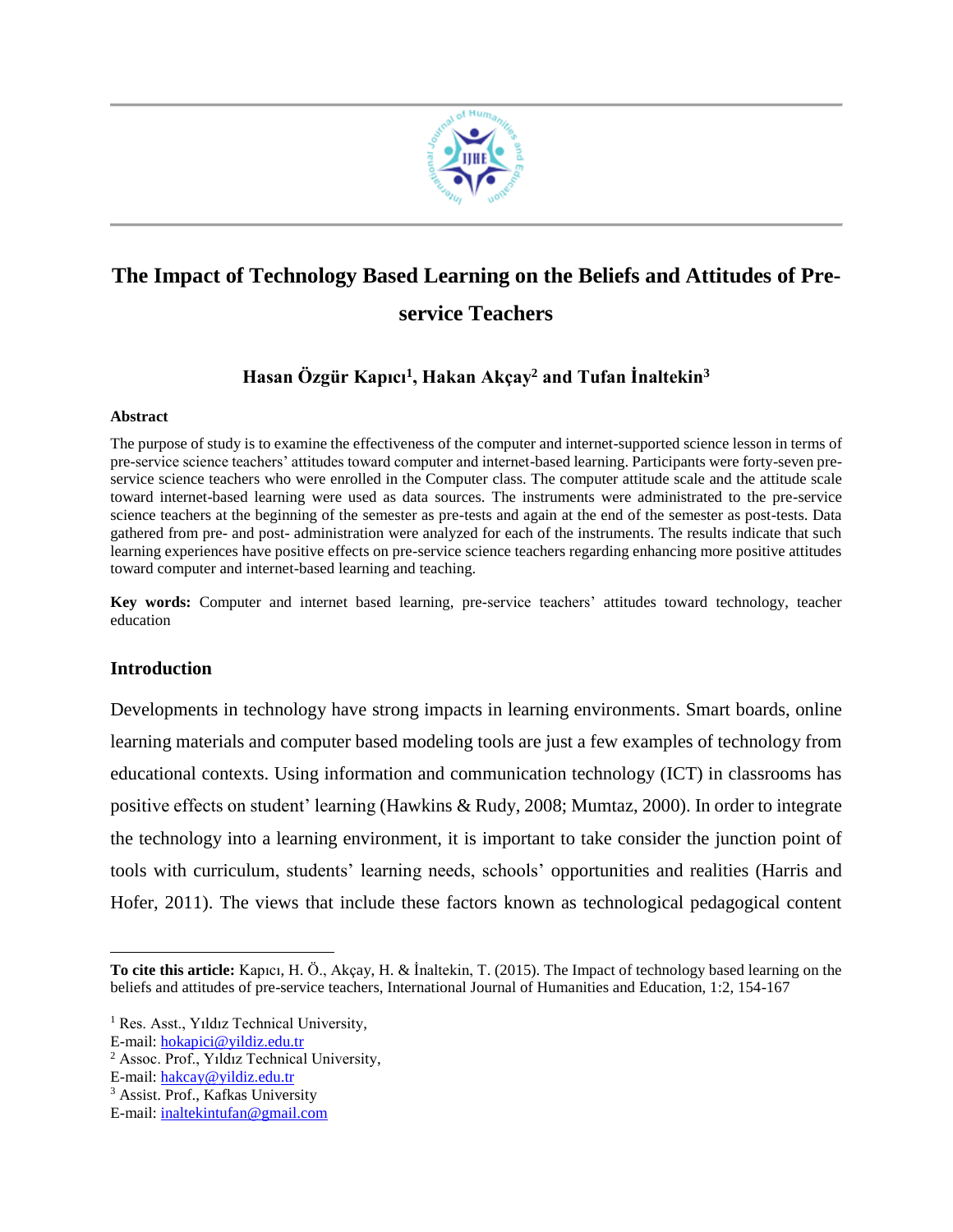# The Impact of Technology Based Learning on the Beliefs and Attitudes of Pre-service Teachers

**Hasan Özgür Kapıcı[1], Hakan Akçay[2] and Tufan İnaltekin[3]**

**Abstract**

The purpose of study is to examine the effectiveness of the computer and internet-supported science lesson in terms of pre-service science teachers' attitudes toward computer and internet-based learning. Participants were forty-seven pre-service science teachers who were enrolled in the Computer class. The computer attitude scale and the attitude scale toward internet-based learning were used as data sources. The instruments were administrated to the pre-service science teachers at the beginning of the semester as pre-tests and again at the end of the semester as post-tests. Data gathered from pre- and post- administration were analyzed for each of the instruments. The results indicate that such learning experiences have positive effects on pre-service science teachers regarding enhancing more positive attitudes toward computer and internet-based learning and teaching.

**Key words:** Computer and internet based learning, pre-service teachers' attitudes toward technology, teacher education

## Introduction

Developments in technology have strong impacts in learning environments. Smart boards, online learning materials and computer based modeling tools are just a few examples of technology from educational contexts. Using information and communication technology (ICT) in classrooms has positive effects on student' learning (Hawkins & Rudy, 2008; Mumtaz, 2000). In order to integrate the technology into a learning environment, it is important to take consider the junction point of tools with curriculum, students' learning needs, schools' opportunities and realities (Harris and Hofer, 2011). The views that include these factors known as technological pedagogical content

---

**To cite this article:** Kapıcı, H. Ö., Akçay, H. & İnaltekin, T. (2015). The Impact of technology based learning on the beliefs and attitudes of pre-service teachers, International Journal of Humanities and Education, 1:2, 154-167

[1] Res. Asst., Yıldız Technical University,
E-mail: hokapici@yildiz.edu.tr
[2] Assoc. Prof., Yıldız Technical University,
E-mail: hakcay@yildiz.edu.tr
[3] Assist. Prof., Kafkas University
E-mail: inaltekintufan@gmail.com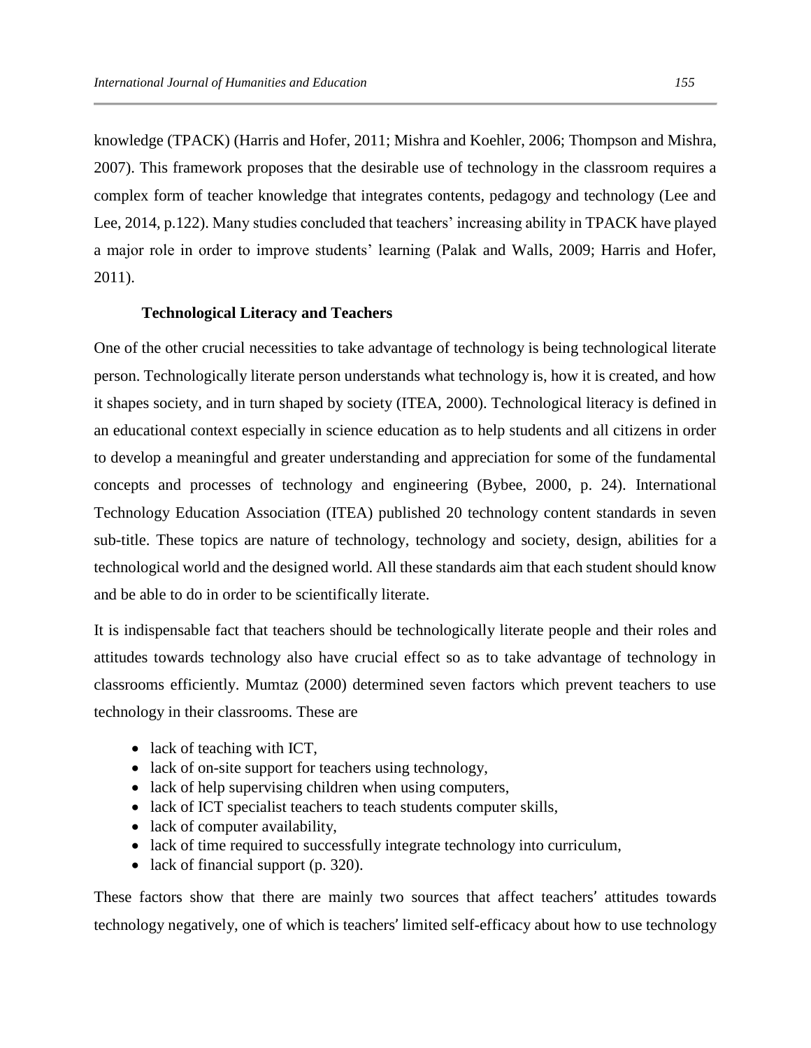knowledge (TPACK) (Harris and Hofer, 2011; Mishra and Koehler, 2006; Thompson and Mishra, 2007). This framework proposes that the desirable use of technology in the classroom requires a complex form of teacher knowledge that integrates contents, pedagogy and technology (Lee and Lee, 2014, p.122). Many studies concluded that teachers' increasing ability in TPACK have played a major role in order to improve students' learning (Palak and Walls, 2009; Harris and Hofer, 2011).

### Technological Literacy and Teachers

One of the other crucial necessities to take advantage of technology is being technological literate person. Technologically literate person understands what technology is, how it is created, and how it shapes society, and in turn shaped by society (ITEA, 2000). Technological literacy is defined in an educational context especially in science education as to help students and all citizens in order to develop a meaningful and greater understanding and appreciation for some of the fundamental concepts and processes of technology and engineering (Bybee, 2000, p. 24). International Technology Education Association (ITEA) published 20 technology content standards in seven sub-title. These topics are nature of technology, technology and society, design, abilities for a technological world and the designed world. All these standards aim that each student should know and be able to do in order to be scientifically literate.

It is indispensable fact that teachers should be technologically literate people and their roles and attitudes towards technology also have crucial effect so as to take advantage of technology in classrooms efficiently. Mumtaz (2000) determined seven factors which prevent teachers to use technology in their classrooms. These are

- lack of teaching with ICT,
- lack of on-site support for teachers using technology,
- lack of help supervising children when using computers,
- lack of ICT specialist teachers to teach students computer skills,
- lack of computer availability,
- lack of time required to successfully integrate technology into curriculum,
- lack of financial support (p. 320).

These factors show that there are mainly two sources that affect teachers′ attitudes towards technology negatively, one of which is teachers′ limited self-efficacy about how to use technology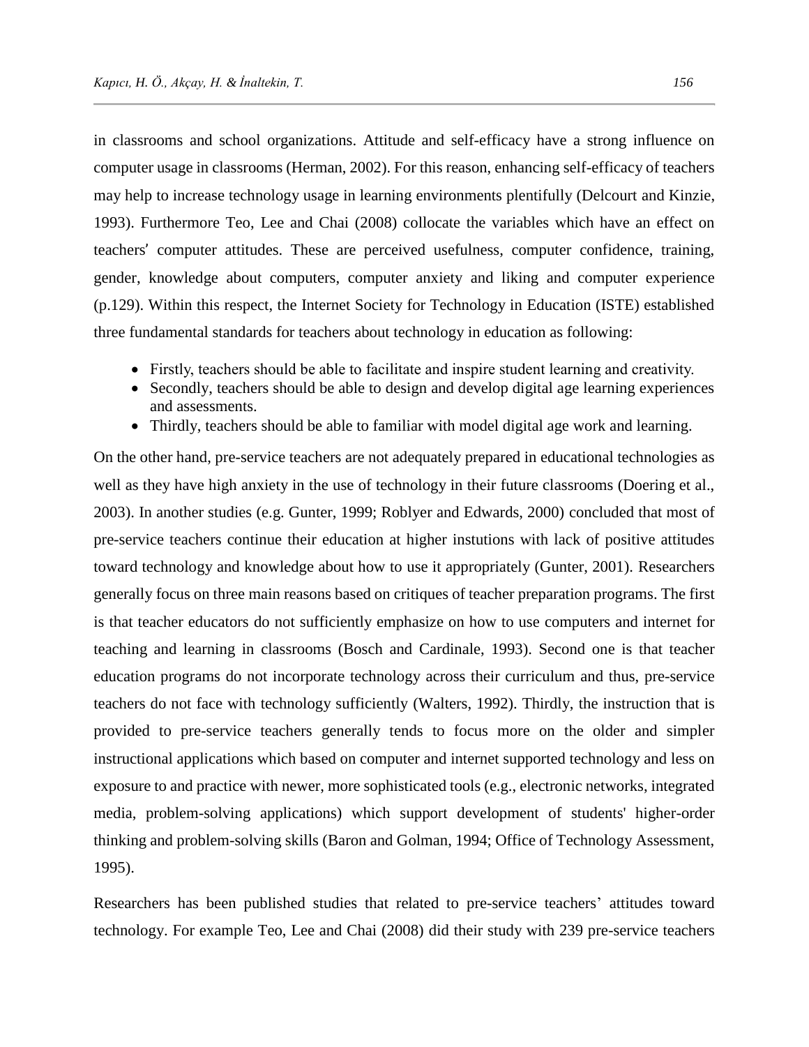in classrooms and school organizations. Attitude and self-efficacy have a strong influence on computer usage in classrooms (Herman, 2002). For this reason, enhancing self-efficacy of teachers may help to increase technology usage in learning environments plentifully (Delcourt and Kinzie, 1993). Furthermore Teo, Lee and Chai (2008) collocate the variables which have an effect on teachers′ computer attitudes. These are perceived usefulness, computer confidence, training, gender, knowledge about computers, computer anxiety and liking and computer experience (p.129). Within this respect, the Internet Society for Technology in Education (ISTE) established three fundamental standards for teachers about technology in education as following:

- Firstly, teachers should be able to facilitate and inspire student learning and creativity.
- Secondly, teachers should be able to design and develop digital age learning experiences and assessments.
- Thirdly, teachers should be able to familiar with model digital age work and learning.

On the other hand, pre-service teachers are not adequately prepared in educational technologies as well as they have high anxiety in the use of technology in their future classrooms (Doering et al., 2003). In another studies (e.g. Gunter, 1999; Roblyer and Edwards, 2000) concluded that most of pre-service teachers continue their education at higher instutions with lack of positive attitudes toward technology and knowledge about how to use it appropriately (Gunter, 2001). Researchers generally focus on three main reasons based on critiques of teacher preparation programs. The first is that teacher educators do not sufficiently emphasize on how to use computers and internet for teaching and learning in classrooms (Bosch and Cardinale, 1993). Second one is that teacher education programs do not incorporate technology across their curriculum and thus, pre-service teachers do not face with technology sufficiently (Walters, 1992). Thirdly, the instruction that is provided to pre-service teachers generally tends to focus more on the older and simpler instructional applications which based on computer and internet supported technology and less on exposure to and practice with newer, more sophisticated tools (e.g., electronic networks, integrated media, problem-solving applications) which support development of students' higher-order thinking and problem-solving skills (Baron and Golman, 1994; Office of Technology Assessment, 1995).

Researchers has been published studies that related to pre-service teachers’ attitudes toward technology. For example Teo, Lee and Chai (2008) did their study with 239 pre-service teachers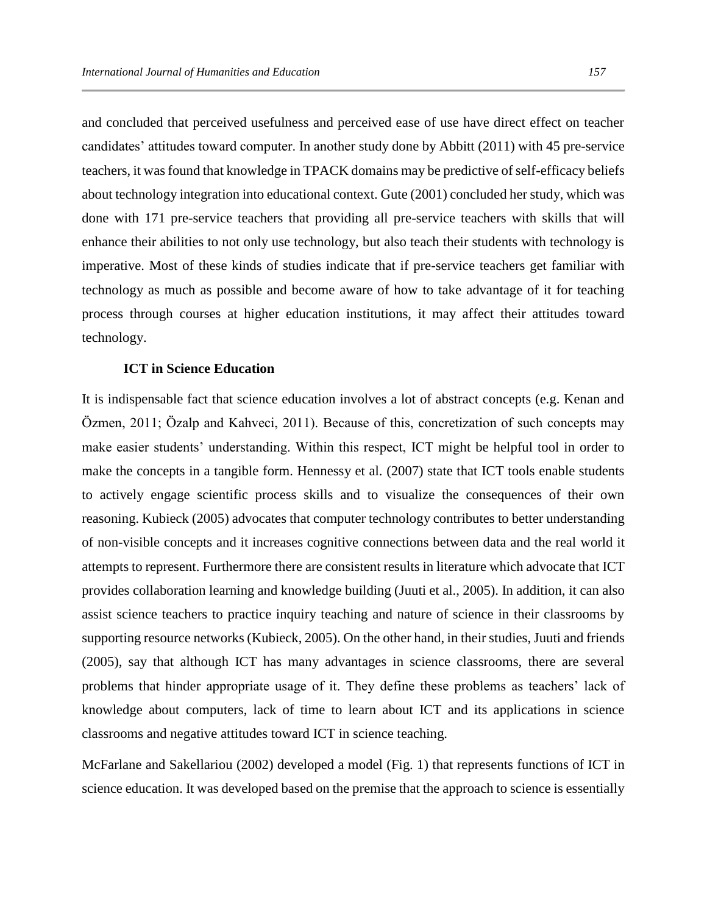and concluded that perceived usefulness and perceived ease of use have direct effect on teacher candidates' attitudes toward computer. In another study done by Abbitt (2011) with 45 pre-service teachers, it was found that knowledge in TPACK domains may be predictive of self-efficacy beliefs about technology integration into educational context. Gute (2001) concluded her study, which was done with 171 pre-service teachers that providing all pre-service teachers with skills that will enhance their abilities to not only use technology, but also teach their students with technology is imperative. Most of these kinds of studies indicate that if pre-service teachers get familiar with technology as much as possible and become aware of how to take advantage of it for teaching process through courses at higher education institutions, it may affect their attitudes toward technology.

### ICT in Science Education

It is indispensable fact that science education involves a lot of abstract concepts (e.g. Kenan and Özmen, 2011; Özalp and Kahveci, 2011). Because of this, concretization of such concepts may make easier students' understanding. Within this respect, ICT might be helpful tool in order to make the concepts in a tangible form. Hennessy et al. (2007) state that ICT tools enable students to actively engage scientific process skills and to visualize the consequences of their own reasoning. Kubieck (2005) advocates that computer technology contributes to better understanding of non-visible concepts and it increases cognitive connections between data and the real world it attempts to represent. Furthermore there are consistent results in literature which advocate that ICT provides collaboration learning and knowledge building (Juuti et al., 2005). In addition, it can also assist science teachers to practice inquiry teaching and nature of science in their classrooms by supporting resource networks (Kubieck, 2005). On the other hand, in their studies, Juuti and friends (2005), say that although ICT has many advantages in science classrooms, there are several problems that hinder appropriate usage of it. They define these problems as teachers' lack of knowledge about computers, lack of time to learn about ICT and its applications in science classrooms and negative attitudes toward ICT in science teaching.

McFarlane and Sakellariou (2002) developed a model (Fig. 1) that represents functions of ICT in science education. It was developed based on the premise that the approach to science is essentially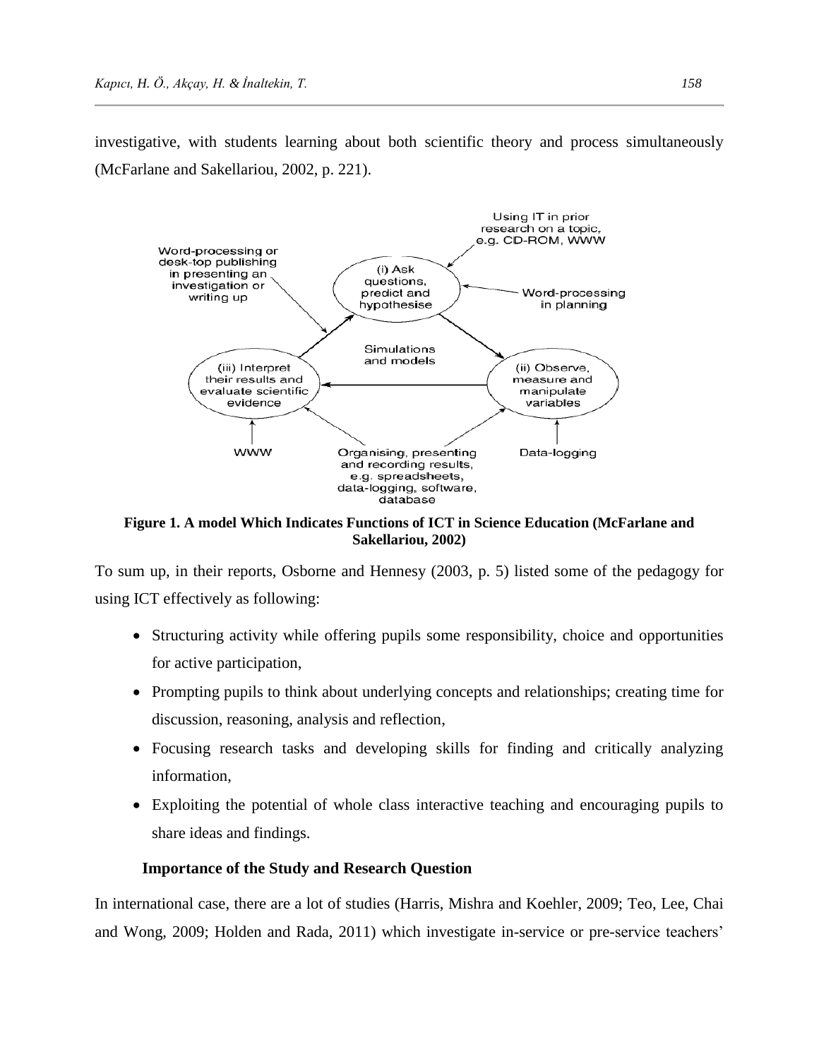investigative, with students learning about both scientific theory and process simultaneously (McFarlane and Sakellariou, 2002, p. 221).

**Figure 1. A model Which Indicates Functions of ICT in Science Education (McFarlane and Sakellariou, 2002)**

To sum up, in their reports, Osborne and Hennesy (2003, p. 5) listed some of the pedagogy for using ICT effectively as following:

- Structuring activity while offering pupils some responsibility, choice and opportunities for active participation,
- Prompting pupils to think about underlying concepts and relationships; creating time for discussion, reasoning, analysis and reflection,
- Focusing research tasks and developing skills for finding and critically analyzing information,
- Exploiting the potential of whole class interactive teaching and encouraging pupils to share ideas and findings.

### Importance of the Study and Research Question

In international case, there are a lot of studies (Harris, Mishra and Koehler, 2009; Teo, Lee, Chai and Wong, 2009; Holden and Rada, 2011) which investigate in-service or pre-service teachers'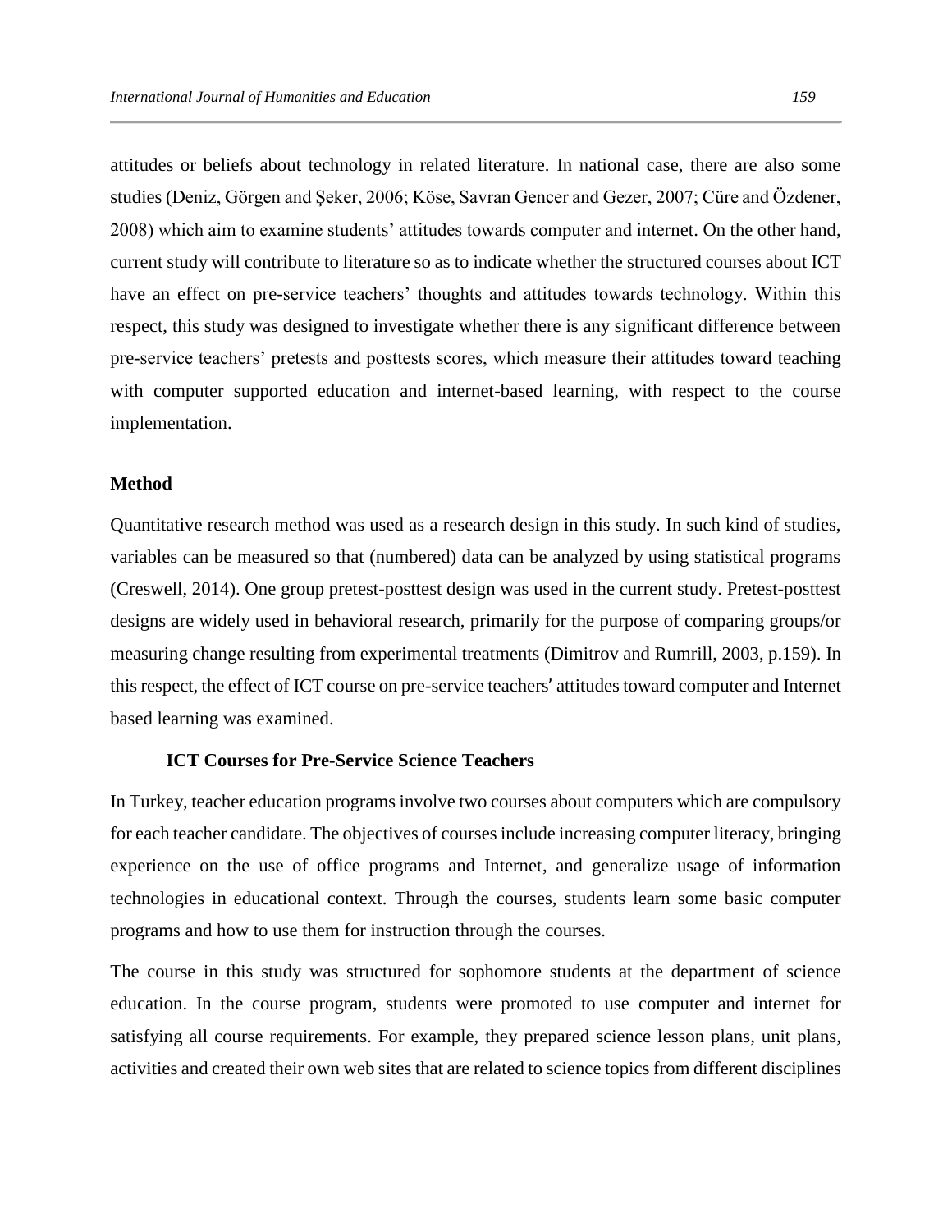attitudes or beliefs about technology in related literature. In national case, there are also some studies (Deniz, Görgen and Şeker, 2006; Köse, Savran Gencer and Gezer, 2007; Cüre and Özdener, 2008) which aim to examine students' attitudes towards computer and internet. On the other hand, current study will contribute to literature so as to indicate whether the structured courses about ICT have an effect on pre-service teachers' thoughts and attitudes towards technology. Within this respect, this study was designed to investigate whether there is any significant difference between pre-service teachers' pretests and posttests scores, which measure their attitudes toward teaching with computer supported education and internet-based learning, with respect to the course implementation.

## Method

Quantitative research method was used as a research design in this study. In such kind of studies, variables can be measured so that (numbered) data can be analyzed by using statistical programs (Creswell, 2014). One group pretest-posttest design was used in the current study. Pretest-posttest designs are widely used in behavioral research, primarily for the purpose of comparing groups/or measuring change resulting from experimental treatments (Dimitrov and Rumrill, 2003, p.159). In this respect, the effect of ICT course on pre-service teachers′ attitudes toward computer and Internet based learning was examined.

### ICT Courses for Pre-Service Science Teachers

In Turkey, teacher education programs involve two courses about computers which are compulsory for each teacher candidate. The objectives of courses include increasing computer literacy, bringing experience on the use of office programs and Internet, and generalize usage of information technologies in educational context. Through the courses, students learn some basic computer programs and how to use them for instruction through the courses.

The course in this study was structured for sophomore students at the department of science education. In the course program, students were promoted to use computer and internet for satisfying all course requirements. For example, they prepared science lesson plans, unit plans, activities and created their own web sites that are related to science topics from different disciplines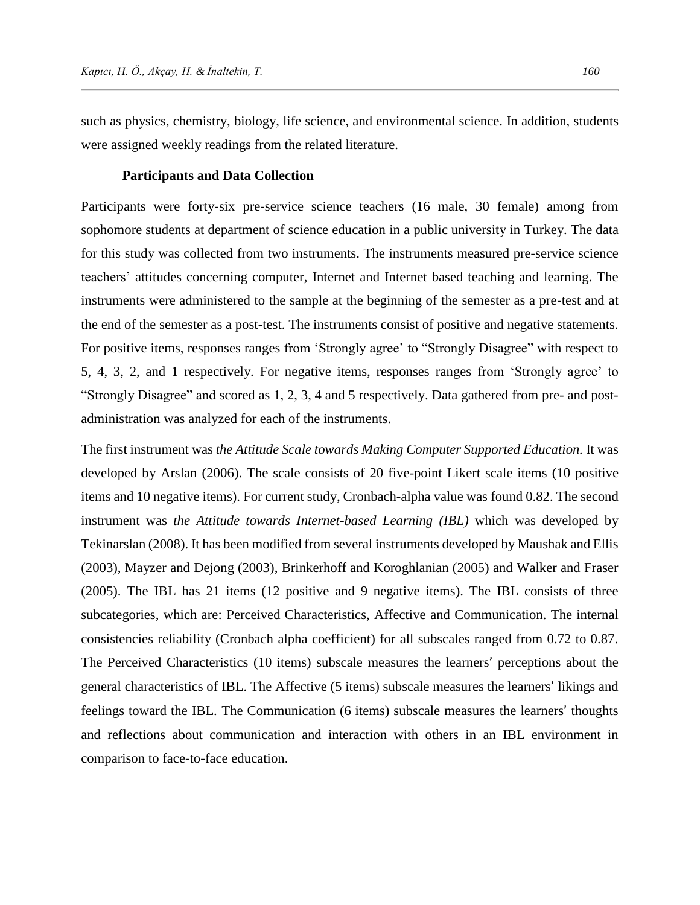such as physics, chemistry, biology, life science, and environmental science. In addition, students were assigned weekly readings from the related literature.

### Participants and Data Collection

Participants were forty-six pre-service science teachers (16 male, 30 female) among from sophomore students at department of science education in a public university in Turkey. The data for this study was collected from two instruments. The instruments measured pre-service science teachers' attitudes concerning computer, Internet and Internet based teaching and learning. The instruments were administered to the sample at the beginning of the semester as a pre-test and at the end of the semester as a post-test. The instruments consist of positive and negative statements. For positive items, responses ranges from 'Strongly agree' to "Strongly Disagree" with respect to 5, 4, 3, 2, and 1 respectively. For negative items, responses ranges from 'Strongly agree' to "Strongly Disagree" and scored as 1, 2, 3, 4 and 5 respectively. Data gathered from pre- and post-administration was analyzed for each of the instruments.

The first instrument was *the Attitude Scale towards Making Computer Supported Education.* It was developed by Arslan (2006). The scale consists of 20 five-point Likert scale items (10 positive items and 10 negative items). For current study, Cronbach-alpha value was found 0.82. The second instrument was *the Attitude towards Internet-based Learning (IBL)* which was developed by Tekinarslan (2008). It has been modified from several instruments developed by Maushak and Ellis (2003), Mayzer and Dejong (2003), Brinkerhoff and Koroghlanian (2005) and Walker and Fraser (2005). The IBL has 21 items (12 positive and 9 negative items). The IBL consists of three subcategories, which are: Perceived Characteristics, Affective and Communication. The internal consistencies reliability (Cronbach alpha coefficient) for all subscales ranged from 0.72 to 0.87. The Perceived Characteristics (10 items) subscale measures the learners' perceptions about the general characteristics of IBL. The Affective (5 items) subscale measures the learners' likings and feelings toward the IBL. The Communication (6 items) subscale measures the learners' thoughts and reflections about communication and interaction with others in an IBL environment in comparison to face-to-face education.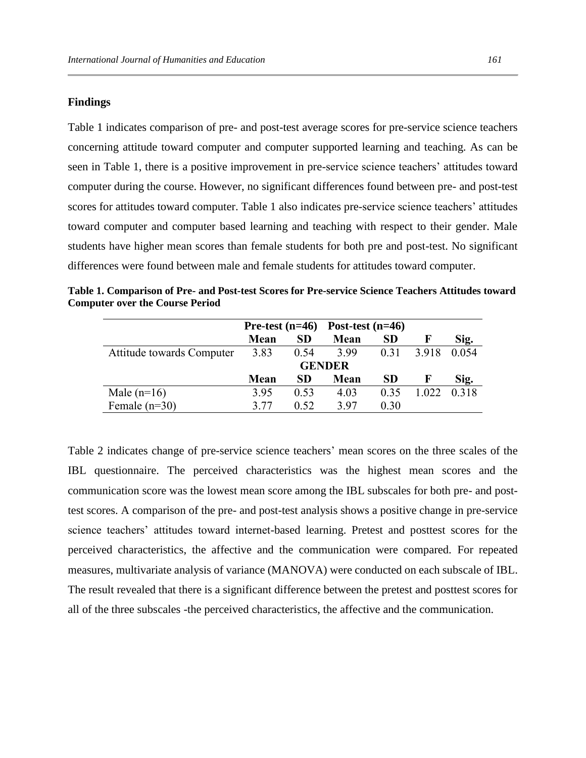## Findings

Table 1 indicates comparison of pre- and post-test average scores for pre-service science teachers concerning attitude toward computer and computer supported learning and teaching. As can be seen in Table 1, there is a positive improvement in pre-service science teachers' attitudes toward computer during the course. However, no significant differences found between pre- and post-test scores for attitudes toward computer. Table 1 also indicates pre-service science teachers' attitudes toward computer and computer based learning and teaching with respect to their gender. Male students have higher mean scores than female students for both pre and post-test. No significant differences were found between male and female students for attitudes toward computer.

**Table 1. Comparison of Pre- and Post-test Scores for Pre-service Science Teachers Attitudes toward Computer over the Course Period**

| | Pre-test (n=46) | | Post-test (n=46) | | | |
|---|---|---|---|---|---|---|
| | **Mean** | **SD** | **Mean** | **SD** | **F** | **Sig.** |
| Attitude towards Computer | 3.83 | 0.54 | 3.99 | 0.31 | 3.918 | 0.054 |
| | | | **GENDER** | | | |
| | **Mean** | **SD** | **Mean** | **SD** | **F** | **Sig.** |
| Male (n=16) | 3.95 | 0.53 | 4.03 | 0.35 | 1.022 | 0.318 |
| Female (n=30) | 3.77 | 0.52 | 3.97 | 0.30 | | |

Table 2 indicates change of pre-service science teachers' mean scores on the three scales of the IBL questionnaire. The perceived characteristics was the highest mean scores and the communication score was the lowest mean score among the IBL subscales for both pre- and post-test scores. A comparison of the pre- and post-test analysis shows a positive change in pre-service science teachers' attitudes toward internet-based learning. Pretest and posttest scores for the perceived characteristics, the affective and the communication were compared. For repeated measures, multivariate analysis of variance (MANOVA) were conducted on each subscale of IBL. The result revealed that there is a significant difference between the pretest and posttest scores for all of the three subscales -the perceived characteristics, the affective and the communication.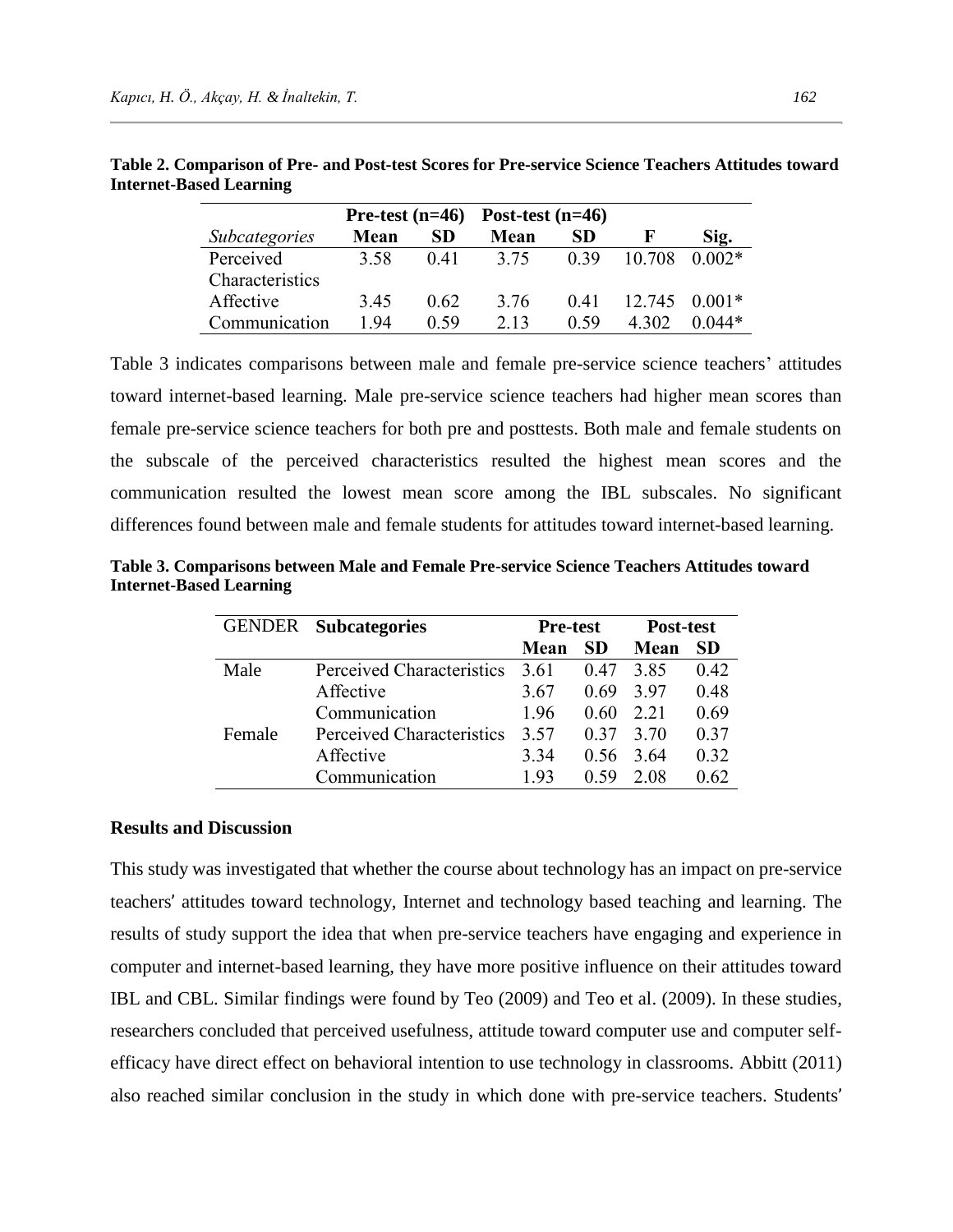**Table 2. Comparison of Pre- and Post-test Scores for Pre-service Science Teachers Attitudes toward Internet-Based Learning**

| | Pre-test (n=46) | | Post-test (n=46) | | | |
|---|---|---|---|---|---|---|
| *Subcategories* | **Mean** | **SD** | **Mean** | **SD** | **F** | **Sig.** |
| Perceived Characteristics | 3.58 | 0.41 | 3.75 | 0.39 | 10.708 | 0.002* |
| Affective | 3.45 | 0.62 | 3.76 | 0.41 | 12.745 | 0.001* |
| Communication | 1.94 | 0.59 | 2.13 | 0.59 | 4.302 | 0.044* |

Table 3 indicates comparisons between male and female pre-service science teachers' attitudes toward internet-based learning. Male pre-service science teachers had higher mean scores than female pre-service science teachers for both pre and posttests. Both male and female students on the subscale of the perceived characteristics resulted the highest mean scores and the communication resulted the lowest mean score among the IBL subscales. No significant differences found between male and female students for attitudes toward internet-based learning.

**Table 3. Comparisons between Male and Female Pre-service Science Teachers Attitudes toward Internet-Based Learning**

| GENDER | **Subcategories** | **Pre-test** | | **Post-test** | |
|---|---|---|---|---|---|
| | | **Mean** | **SD** | **Mean** | **SD** |
| Male | Perceived Characteristics | 3.61 | 0.47 | 3.85 | 0.42 |
| | Affective | 3.67 | 0.69 | 3.97 | 0.48 |
| | Communication | 1.96 | 0.60 | 2.21 | 0.69 |
| Female | Perceived Characteristics | 3.57 | 0.37 | 3.70 | 0.37 |
| | Affective | 3.34 | 0.56 | 3.64 | 0.32 |
| | Communication | 1.93 | 0.59 | 2.08 | 0.62 |

## Results and Discussion

This study was investigated that whether the course about technology has an impact on pre-service teachers' attitudes toward technology, Internet and technology based teaching and learning. The results of study support the idea that when pre-service teachers have engaging and experience in computer and internet-based learning, they have more positive influence on their attitudes toward IBL and CBL. Similar findings were found by Teo (2009) and Teo et al. (2009). In these studies, researchers concluded that perceived usefulness, attitude toward computer use and computer self-efficacy have direct effect on behavioral intention to use technology in classrooms. Abbitt (2011) also reached similar conclusion in the study in which done with pre-service teachers. Students'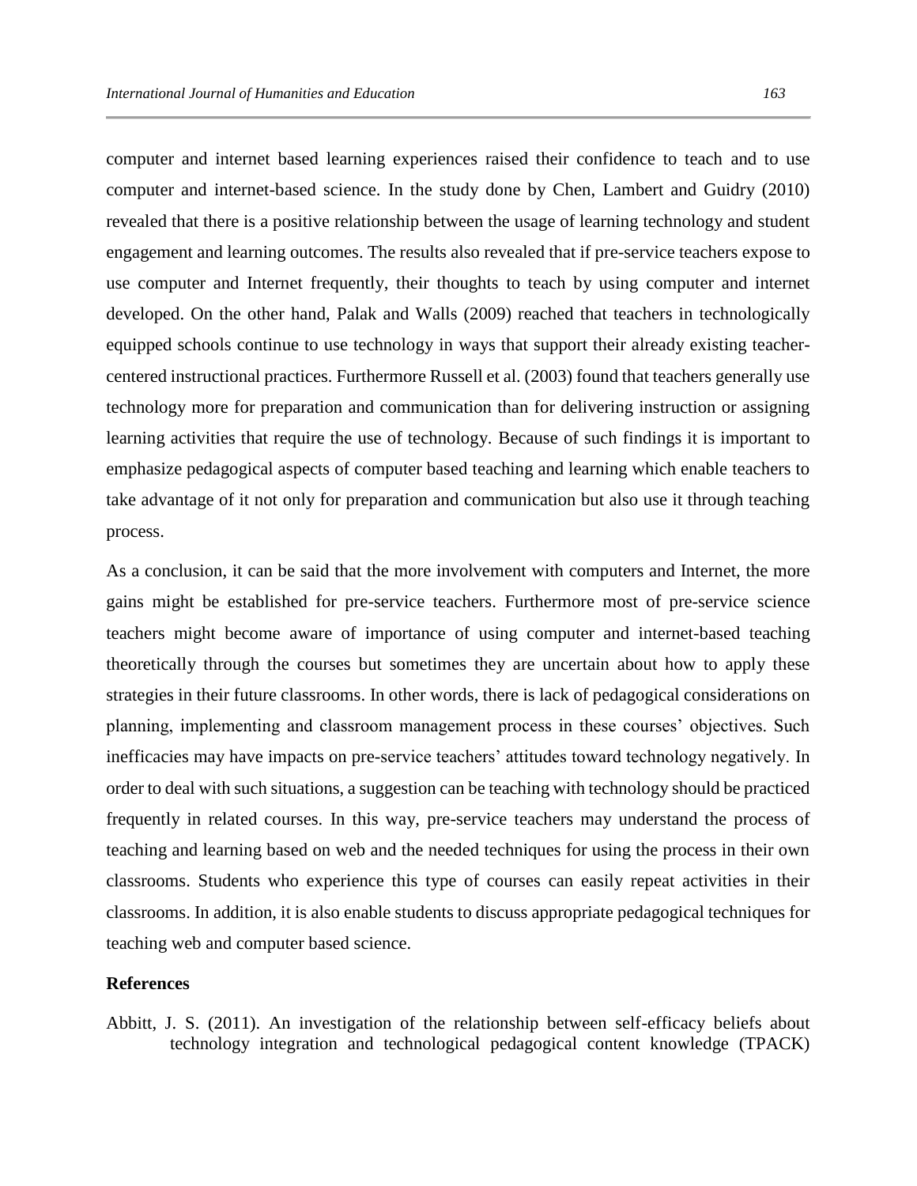computer and internet based learning experiences raised their confidence to teach and to use computer and internet-based science. In the study done by Chen, Lambert and Guidry (2010) revealed that there is a positive relationship between the usage of learning technology and student engagement and learning outcomes. The results also revealed that if pre-service teachers expose to use computer and Internet frequently, their thoughts to teach by using computer and internet developed. On the other hand, Palak and Walls (2009) reached that teachers in technologically equipped schools continue to use technology in ways that support their already existing teacher-centered instructional practices. Furthermore Russell et al. (2003) found that teachers generally use technology more for preparation and communication than for delivering instruction or assigning learning activities that require the use of technology. Because of such findings it is important to emphasize pedagogical aspects of computer based teaching and learning which enable teachers to take advantage of it not only for preparation and communication but also use it through teaching process.

As a conclusion, it can be said that the more involvement with computers and Internet, the more gains might be established for pre-service teachers. Furthermore most of pre-service science teachers might become aware of importance of using computer and internet-based teaching theoretically through the courses but sometimes they are uncertain about how to apply these strategies in their future classrooms. In other words, there is lack of pedagogical considerations on planning, implementing and classroom management process in these courses' objectives. Such inefficacies may have impacts on pre-service teachers' attitudes toward technology negatively. In order to deal with such situations, a suggestion can be teaching with technology should be practiced frequently in related courses. In this way, pre-service teachers may understand the process of teaching and learning based on web and the needed techniques for using the process in their own classrooms. Students who experience this type of courses can easily repeat activities in their classrooms. In addition, it is also enable students to discuss appropriate pedagogical techniques for teaching web and computer based science.

## References

Abbitt, J. S. (2011). An investigation of the relationship between self-efficacy beliefs about technology integration and technological pedagogical content knowledge (TPACK)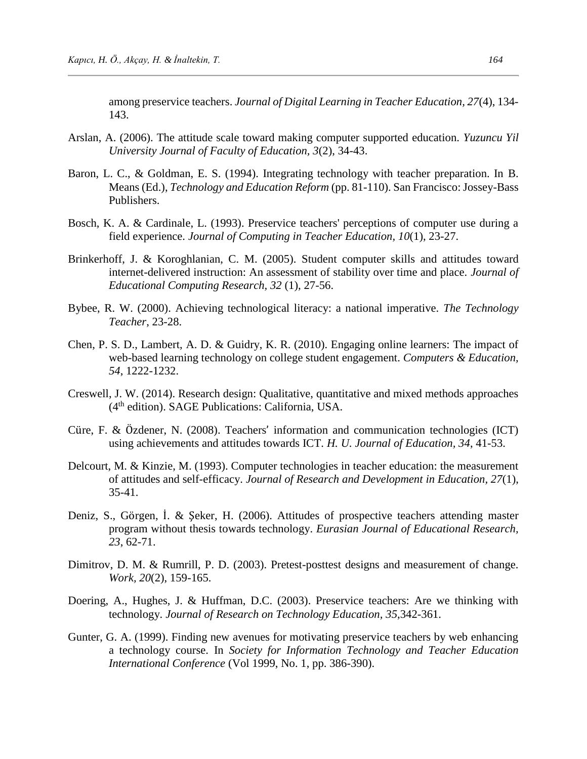among preservice teachers. *Journal of Digital Learning in Teacher Education*, *27*(4), 134-143.

Arslan, A. (2006). The attitude scale toward making computer supported education. *Yuzuncu Yil University Journal of Faculty of Education, 3*(2), 34-43.

Baron, L. C., & Goldman, E. S. (1994). Integrating technology with teacher preparation. In B. Means (Ed.), *Technology and Education Reform* (pp. 81-110). San Francisco: Jossey-Bass Publishers.

Bosch, K. A. & Cardinale, L. (1993). Preservice teachers' perceptions of computer use during a field experience. *Journal of Computing in Teacher Education, 10*(1), 23-27.

Brinkerhoff, J. & Koroghlanian, C. M. (2005). Student computer skills and attitudes toward internet-delivered instruction: An assessment of stability over time and place. *Journal of Educational Computing Research, 32* (1), 27-56.

Bybee, R. W. (2000). Achieving technological literacy: a national imperative. *The Technology Teacher*, 23-28.

Chen, P. S. D., Lambert, A. D. & Guidry, K. R. (2010). Engaging online learners: The impact of web-based learning technology on college student engagement. *Computers & Education*, *54*, 1222-1232.

Creswell, J. W. (2014). Research design: Qualitative, quantitative and mixed methods approaches (4th edition). SAGE Publications: California, USA.

Cüre, F. & Özdener, N. (2008). Teachers′ information and communication technologies (ICT) using achievements and attitudes towards ICT. *H. U. Journal of Education, 34*, 41-53.

Delcourt, M. & Kinzie, M. (1993). Computer technologies in teacher education: the measurement of attitudes and self-efficacy. *Journal of Research and Development in Education, 27*(1), 35-41.

Deniz, S., Görgen, İ. & Şeker, H. (2006). Attitudes of prospective teachers attending master program without thesis towards technology. *Eurasian Journal of Educational Research*, *23*, 62-71.

Dimitrov, D. M. & Rumrill, P. D. (2003). Pretest-posttest designs and measurement of change. *Work, 20*(2), 159-165.

Doering, A., Hughes, J. & Huffman, D.C. (2003). Preservice teachers: Are we thinking with technology. *Journal of Research on Technology Education*, *35*,342-361.

Gunter, G. A. (1999). Finding new avenues for motivating preservice teachers by web enhancing a technology course. In *Society for Information Technology and Teacher Education International Conference* (Vol 1999, No. 1, pp. 386-390).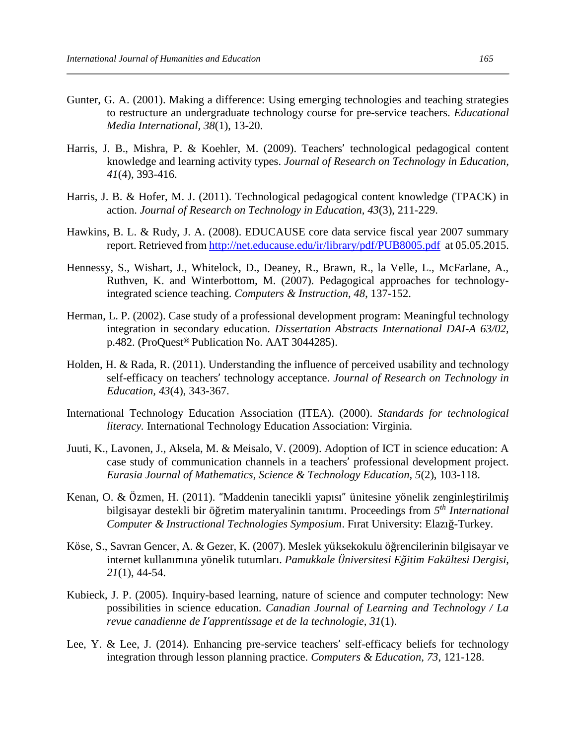Gunter, G. A. (2001). Making a difference: Using emerging technologies and teaching strategies to restructure an undergraduate technology course for pre-service teachers. *Educational Media International*, *38*(1), 13-20.

Harris, J. B., Mishra, P. & Koehler, M. (2009). Teachers' technological pedagogical content knowledge and learning activity types. *Journal of Research on Technology in Education, 41*(4), 393-416.

Harris, J. B. & Hofer, M. J. (2011). Technological pedagogical content knowledge (TPACK) in action. *Journal of Research on Technology in Education, 43*(3), 211-229.

Hawkins, B. L. & Rudy, J. A. (2008). EDUCAUSE core data service fiscal year 2007 summary report. Retrieved from http://net.educause.edu/ir/library/pdf/PUB8005.pdf at 05.05.2015.

Hennessy, S., Wishart, J., Whitelock, D., Deaney, R., Brawn, R., la Velle, L., McFarlane, A., Ruthven, K. and Winterbottom, M. (2007). Pedagogical approaches for technology-integrated science teaching. *Computers & Instruction, 48*, 137-152.

Herman, L. P. (2002). Case study of a professional development program: Meaningful technology integration in secondary education. *Dissertation Abstracts International DAI-A 63/02,* p.482. (ProQuest® Publication No. AAT 3044285).

Holden, H. & Rada, R. (2011). Understanding the influence of perceived usability and technology self-efficacy on teachers' technology acceptance. *Journal of Research on Technology in Education*, *43*(4), 343-367.

International Technology Education Association (ITEA). (2000). *Standards for technological literacy.* International Technology Education Association: Virginia.

Juuti, K., Lavonen, J., Aksela, M. & Meisalo, V. (2009). Adoption of ICT in science education: A case study of communication channels in a teachers' professional development project. *Eurasia Journal of Mathematics, Science & Technology Education, 5*(2), 103-118.

Kenan, O. & Özmen, H. (2011). "Maddenin tanecikli yapısı" ünitesine yönelik zenginleştirilmiş bilgisayar destekli bir öğretim materyalinin tanıtımı. Proceedings from *5th International Computer & Instructional Technologies Symposium*. Fırat University: Elazığ-Turkey.

Köse, S., Savran Gencer, A. & Gezer, K. (2007). Meslek yüksekokulu öğrencilerinin bilgisayar ve internet kullanımına yönelik tutumları. *Pamukkale Üniversitesi Eğitim Fakültesi Dergisi, 21*(1), 44-54.

Kubieck, J. P. (2005). Inquiry-based learning, nature of science and computer technology: New possibilities in science education. *Canadian Journal of Learning and Technology / La revue canadienne de I'apprentissage et de la technologie*, *31*(1).

Lee, Y. & Lee, J. (2014). Enhancing pre-service teachers' self-efficacy beliefs for technology integration through lesson planning practice. *Computers & Education, 73*, 121-128.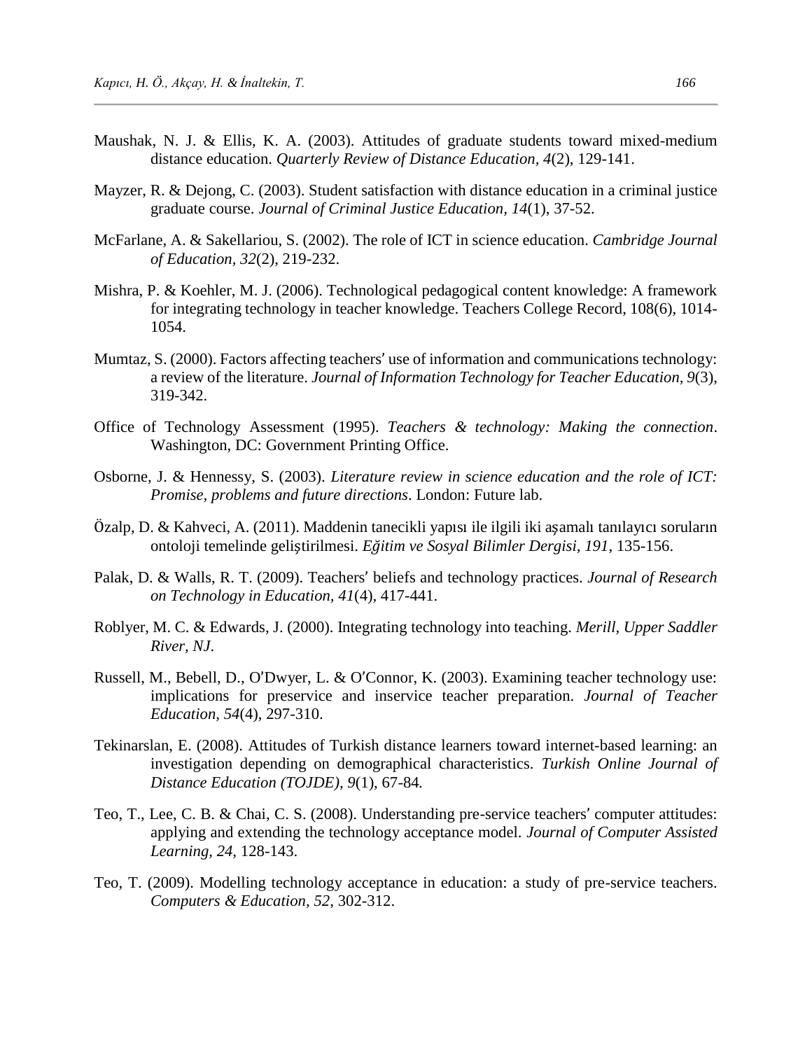Maushak, N. J. & Ellis, K. A. (2003). Attitudes of graduate students toward mixed-medium distance education. *Quarterly Review of Distance Education, 4*(2), 129-141.

Mayzer, R. & Dejong, C. (2003). Student satisfaction with distance education in a criminal justice graduate course. *Journal of Criminal Justice Education, 14*(1), 37-52.

McFarlane, A. & Sakellariou, S. (2002). The role of ICT in science education. *Cambridge Journal of Education, 32*(2), 219-232.

Mishra, P. & Koehler, M. J. (2006). Technological pedagogical content knowledge: A framework for integrating technology in teacher knowledge. Teachers College Record, 108(6), 1014-1054.

Mumtaz, S. (2000). Factors affecting teachers' use of information and communications technology: a review of the literature. *Journal of Information Technology for Teacher Education, 9*(3), 319-342.

Office of Technology Assessment (1995). *Teachers & technology: Making the connection*. Washington, DC: Government Printing Office.

Osborne, J. & Hennessy, S. (2003). *Literature review in science education and the role of ICT: Promise, problems and future directions*. London: Future lab.

Özalp, D. & Kahveci, A. (2011). Maddenin tanecikli yapısı ile ilgili iki aşamalı tanılayıcı soruların ontoloji temelinde geliştirilmesi. *Eğitim ve Sosyal Bilimler Dergisi, 191*, 135-156.

Palak, D. & Walls, R. T. (2009). Teachers' beliefs and technology practices. *Journal of Research on Technology in Education, 41*(4), 417-441.

Roblyer, M. C. & Edwards, J. (2000). Integrating technology into teaching. *Merill, Upper Saddler River, NJ*.

Russell, M., Bebell, D., O'Dwyer, L. & O'Connor, K. (2003). Examining teacher technology use: implications for preservice and inservice teacher preparation. *Journal of Teacher Education, 54*(4), 297-310.

Tekinarslan, E. (2008). Attitudes of Turkish distance learners toward internet-based learning: an investigation depending on demographical characteristics. *Turkish Online Journal of Distance Education (TOJDE), 9*(1), 67-84.

Teo, T., Lee, C. B. & Chai, C. S. (2008). Understanding pre-service teachers' computer attitudes: applying and extending the technology acceptance model. *Journal of Computer Assisted Learning, 24*, 128-143.

Teo, T. (2009). Modelling technology acceptance in education: a study of pre-service teachers. *Computers & Education, 52*, 302-312.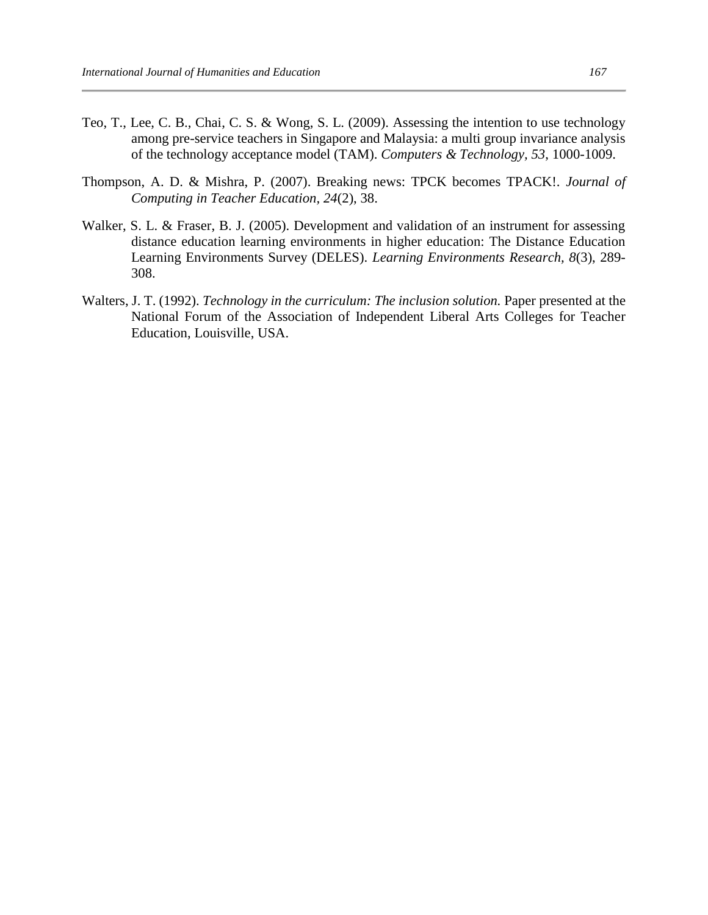Teo, T., Lee, C. B., Chai, C. S. & Wong, S. L. (2009). Assessing the intention to use technology among pre-service teachers in Singapore and Malaysia: a multi group invariance analysis of the technology acceptance model (TAM). *Computers & Technology, 53*, 1000-1009.

Thompson, A. D. & Mishra, P. (2007). Breaking news: TPCK becomes TPACK!. *Journal of Computing in Teacher Education, 24*(2), 38.

Walker, S. L. & Fraser, B. J. (2005). Development and validation of an instrument for assessing distance education learning environments in higher education: The Distance Education Learning Environments Survey (DELES). *Learning Environments Research, 8*(3), 289-308.

Walters, J. T. (1992). *Technology in the curriculum: The inclusion solution.* Paper presented at the National Forum of the Association of Independent Liberal Arts Colleges for Teacher Education, Louisville, USA.